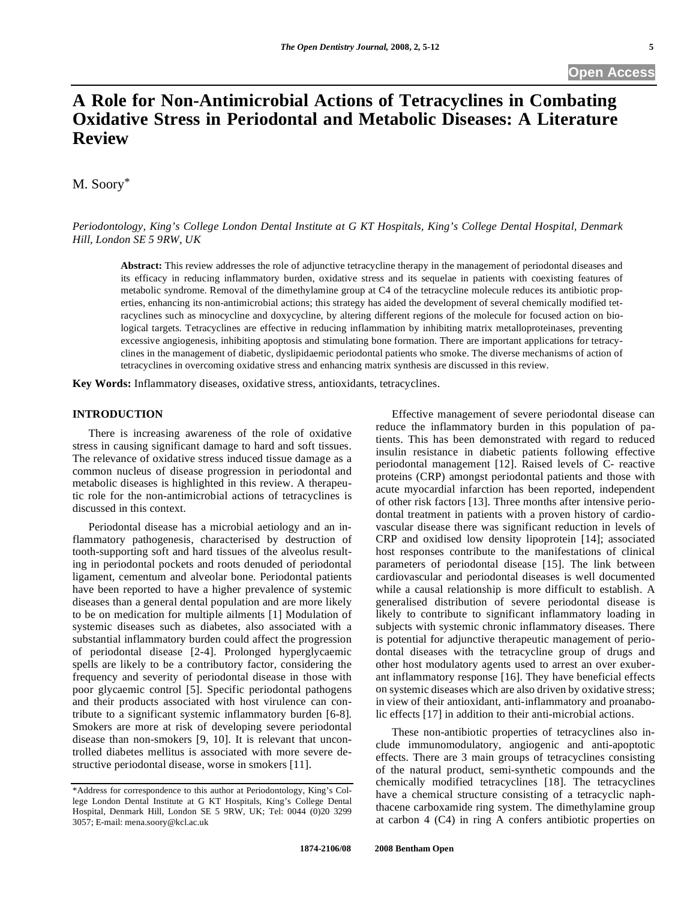# A Role for Non-Antimicrobial Actions of Tetracyclines in Combating Oxidative Stress in Periodontal and Metabolic Diseases: A Literature Review

M. Soory*

*Periodontology, King's College London Dental Institute at G KT Hospitals, King's College Dental Hospital, Denmark Hill, London SE 5 9RW, UK*

**Abstract:** This review addresses the role of adjunctive tetracycline therapy in the management of periodontal diseases and its efficacy in reducing inflammatory burden, oxidative stress and its sequelae in patients with coexisting features of metabolic syndrome. Removal of the dimethylamine group at C4 of the tetracycline molecule reduces its antibiotic properties, enhancing its non-antimicrobial actions; this strategy has aided the development of several chemically modified tetracyclines such as minocycline and doxycycline, by altering different regions of the molecule for focused action on biological targets. Tetracyclines are effective in reducing inflammation by inhibiting matrix metalloproteinases, preventing excessive angiogenesis, inhibiting apoptosis and stimulating bone formation. There are important applications for tetracyclines in the management of diabetic, dyslipidaemic periodontal patients who smoke. The diverse mechanisms of action of tetracyclines in overcoming oxidative stress and enhancing matrix synthesis are discussed in this review.

**Key Words:** Inflammatory diseases, oxidative stress, antioxidants, tetracyclines.

## INTRODUCTION

There is increasing awareness of the role of oxidative stress in causing significant damage to hard and soft tissues. The relevance of oxidative stress induced tissue damage as a common nucleus of disease progression in periodontal and metabolic diseases is highlighted in this review. A therapeutic role for the non-antimicrobial actions of tetracyclines is discussed in this context.

Periodontal disease has a microbial aetiology and an inflammatory pathogenesis, characterised by destruction of tooth-supporting soft and hard tissues of the alveolus resulting in periodontal pockets and roots denuded of periodontal ligament, cementum and alveolar bone. Periodontal patients have been reported to have a higher prevalence of systemic diseases than a general dental population and are more likely to be on medication for multiple ailments [1] Modulation of systemic diseases such as diabetes, also associated with a substantial inflammatory burden could affect the progression of periodontal disease [2-4]. Prolonged hyperglycaemic spells are likely to be a contributory factor, considering the frequency and severity of periodontal disease in those with poor glycaemic control [5]. Specific periodontal pathogens and their products associated with host virulence can contribute to a significant systemic inflammatory burden [6-8]. Smokers are more at risk of developing severe periodontal disease than non-smokers [9, 10]. It is relevant that uncontrolled diabetes mellitus is associated with more severe destructive periodontal disease, worse in smokers [11].

Effective management of severe periodontal disease can reduce the inflammatory burden in this population of patients. This has been demonstrated with regard to reduced insulin resistance in diabetic patients following effective periodontal management [12]. Raised levels of C- reactive proteins (CRP) amongst periodontal patients and those with acute myocardial infarction has been reported, independent of other risk factors [13]. Three months after intensive periodontal treatment in patients with a proven history of cardiovascular disease there was significant reduction in levels of CRP and oxidised low density lipoprotein [14]; associated host responses contribute to the manifestations of clinical parameters of periodontal disease [15]. The link between cardiovascular and periodontal diseases is well documented while a causal relationship is more difficult to establish. A generalised distribution of severe periodontal disease is likely to contribute to significant inflammatory loading in subjects with systemic chronic inflammatory diseases. There is potential for adjunctive therapeutic management of periodontal diseases with the tetracycline group of drugs and other host modulatory agents used to arrest an over exuberant inflammatory response [16]. They have beneficial effects on systemic diseases which are also driven by oxidative stress; in view of their antioxidant, anti-inflammatory and proanabolic effects [17] in addition to their anti-microbial actions.

These non-antibiotic properties of tetracyclines also include immunomodulatory, angiogenic and anti-apoptotic effects. There are 3 main groups of tetracyclines consisting of the natural product, semi-synthetic compounds and the chemically modified tetracyclines [18]. The tetracyclines have a chemical structure consisting of a tetracyclic naphthacene carboxamide ring system. The dimethylamine group at carbon 4 (C4) in ring A confers antibiotic properties on

*Address for correspondence to this author at Periodontology, King's College London Dental Institute at G KT Hospitals, King's College Dental Hospital, Denmark Hill, London SE 5 9RW, UK; Tel: 0044 (0)20 3299 3057; E-mail: mena.soory@kcl.ac.uk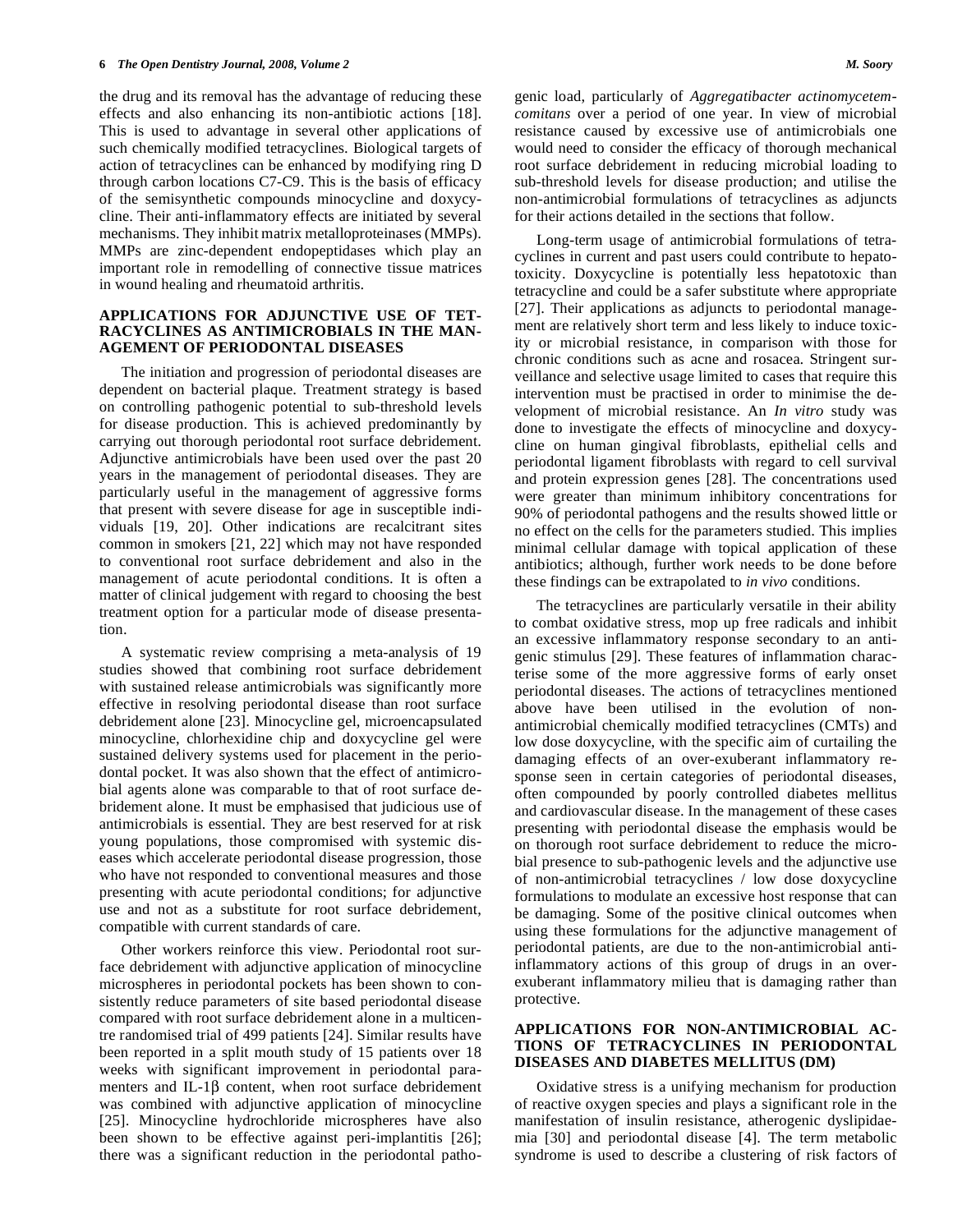the drug and its removal has the advantage of reducing these effects and also enhancing its non-antibiotic actions [18]. This is used to advantage in several other applications of such chemically modified tetracyclines. Biological targets of action of tetracyclines can be enhanced by modifying ring D through carbon locations C7-C9. This is the basis of efficacy of the semisynthetic compounds minocycline and doxycycline. Their anti-inflammatory effects are initiated by several mechanisms. They inhibit matrix metalloproteinases (MMPs). MMPs are zinc-dependent endopeptidases which play an important role in remodelling of connective tissue matrices in wound healing and rheumatoid arthritis.

## APPLICATIONS FOR ADJUNCTIVE USE OF TETRACYCLINES AS ANTIMICROBIALS IN THE MANAGEMENT OF PERIODONTAL DISEASES

The initiation and progression of periodontal diseases are dependent on bacterial plaque. Treatment strategy is based on controlling pathogenic potential to sub-threshold levels for disease production. This is achieved predominantly by carrying out thorough periodontal root surface debridement. Adjunctive antimicrobials have been used over the past 20 years in the management of periodontal diseases. They are particularly useful in the management of aggressive forms that present with severe disease for age in susceptible individuals [19, 20]. Other indications are recalcitrant sites common in smokers [21, 22] which may not have responded to conventional root surface debridement and also in the management of acute periodontal conditions. It is often a matter of clinical judgement with regard to choosing the best treatment option for a particular mode of disease presentation.

A systematic review comprising a meta-analysis of 19 studies showed that combining root surface debridement with sustained release antimicrobials was significantly more effective in resolving periodontal disease than root surface debridement alone [23]. Minocycline gel, microencapsulated minocycline, chlorhexidine chip and doxycycline gel were sustained delivery systems used for placement in the periodontal pocket. It was also shown that the effect of antimicrobial agents alone was comparable to that of root surface debridement alone. It must be emphasised that judicious use of antimicrobials is essential. They are best reserved for at risk young populations, those compromised with systemic diseases which accelerate periodontal disease progression, those who have not responded to conventional measures and those presenting with acute periodontal conditions; for adjunctive use and not as a substitute for root surface debridement, compatible with current standards of care.

Other workers reinforce this view. Periodontal root surface debridement with adjunctive application of minocycline microspheres in periodontal pockets has been shown to consistently reduce parameters of site based periodontal disease compared with root surface debridement alone in a multicentre randomised trial of 499 patients [24]. Similar results have been reported in a split mouth study of 15 patients over 18 weeks with significant improvement in periodontal paramenters and IL-1β content, when root surface debridement was combined with adjunctive application of minocycline [25]. Minocycline hydrochloride microspheres have also been shown to be effective against peri-implantitis [26]; there was a significant reduction in the periodontal pathogenic load, particularly of *Aggregatibacter actinomycetemcomitans* over a period of one year. In view of microbial resistance caused by excessive use of antimicrobials one would need to consider the efficacy of thorough mechanical root surface debridement in reducing microbial loading to sub-threshold levels for disease production; and utilise the non-antimicrobial formulations of tetracyclines as adjuncts for their actions detailed in the sections that follow.

Long-term usage of antimicrobial formulations of tetracyclines in current and past users could contribute to hepatotoxicity. Doxycycline is potentially less hepatotoxic than tetracycline and could be a safer substitute where appropriate [27]. Their applications as adjuncts to periodontal management are relatively short term and less likely to induce toxicity or microbial resistance, in comparison with those for chronic conditions such as acne and rosacea. Stringent surveillance and selective usage limited to cases that require this intervention must be practised in order to minimise the development of microbial resistance. An *In vitro* study was done to investigate the effects of minocycline and doxycycline on human gingival fibroblasts, epithelial cells and periodontal ligament fibroblasts with regard to cell survival and protein expression genes [28]. The concentrations used were greater than minimum inhibitory concentrations for 90% of periodontal pathogens and the results showed little or no effect on the cells for the parameters studied. This implies minimal cellular damage with topical application of these antibiotics; although, further work needs to be done before these findings can be extrapolated to *in vivo* conditions.

The tetracyclines are particularly versatile in their ability to combat oxidative stress, mop up free radicals and inhibit an excessive inflammatory response secondary to an antigenic stimulus [29]. These features of inflammation characterise some of the more aggressive forms of early onset periodontal diseases. The actions of tetracyclines mentioned above have been utilised in the evolution of non-antimicrobial chemically modified tetracyclines (CMTs) and low dose doxycycline, with the specific aim of curtailing the damaging effects of an over-exuberant inflammatory response seen in certain categories of periodontal diseases, often compounded by poorly controlled diabetes mellitus and cardiovascular disease. In the management of these cases presenting with periodontal disease the emphasis would be on thorough root surface debridement to reduce the microbial presence to sub-pathogenic levels and the adjunctive use of non-antimicrobial tetracyclines / low dose doxycycline formulations to modulate an excessive host response that can be damaging. Some of the positive clinical outcomes when using these formulations for the adjunctive management of periodontal patients, are due to the non-antimicrobial anti-inflammatory actions of this group of drugs in an over-exuberant inflammatory milieu that is damaging rather than protective.

## APPLICATIONS FOR NON-ANTIMICROBIAL ACTIONS OF TETRACYCLINES IN PERIODONTAL DISEASES AND DIABETES MELLITUS (DM)

Oxidative stress is a unifying mechanism for production of reactive oxygen species and plays a significant role in the manifestation of insulin resistance, atherogenic dyslipidaemia [30] and periodontal disease [4]. The term metabolic syndrome is used to describe a clustering of risk factors of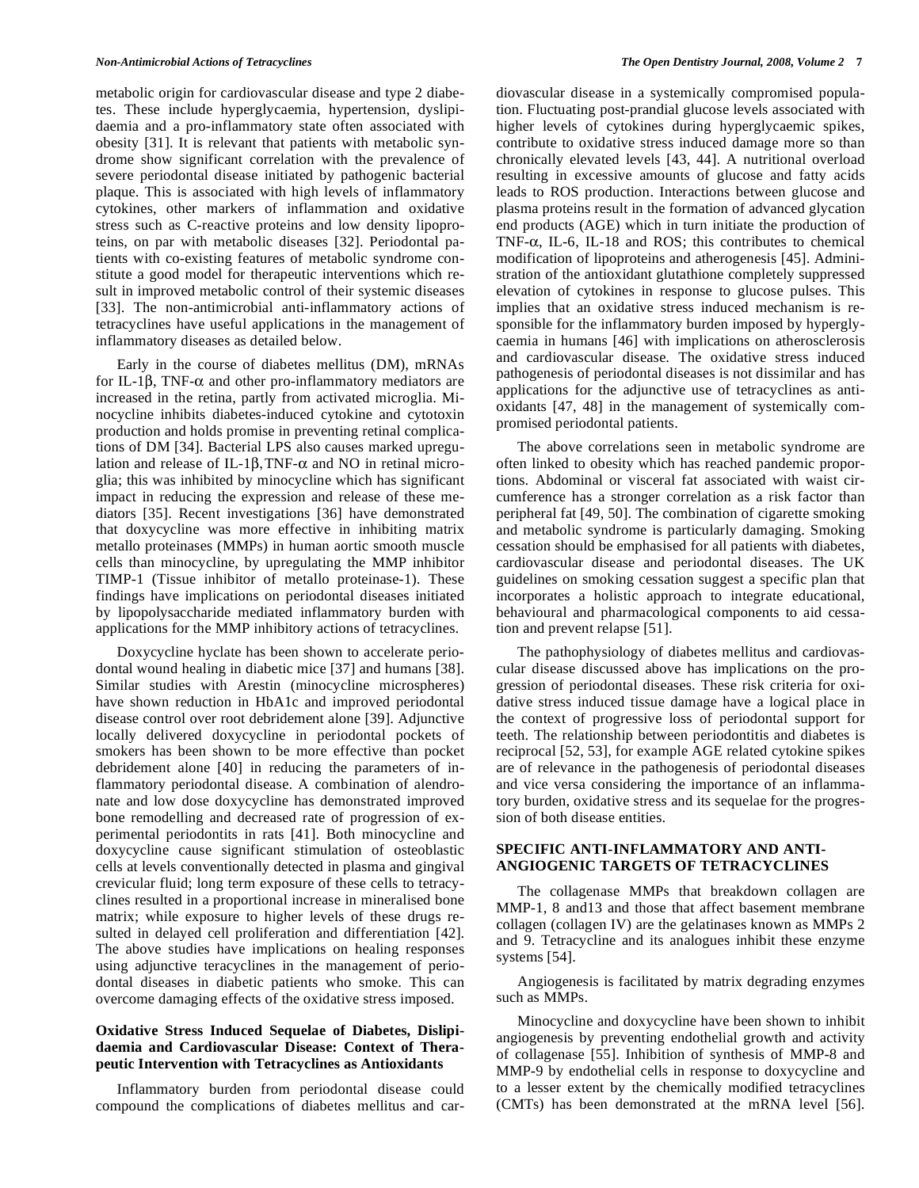metabolic origin for cardiovascular disease and type 2 diabetes. These include hyperglycaemia, hypertension, dyslipidaemia and a pro-inflammatory state often associated with obesity [31]. It is relevant that patients with metabolic syndrome show significant correlation with the prevalence of severe periodontal disease initiated by pathogenic bacterial plaque. This is associated with high levels of inflammatory cytokines, other markers of inflammation and oxidative stress such as C-reactive proteins and low density lipoproteins, on par with metabolic diseases [32]. Periodontal patients with co-existing features of metabolic syndrome constitute a good model for therapeutic interventions which result in improved metabolic control of their systemic diseases [33]. The non-antimicrobial anti-inflammatory actions of tetracyclines have useful applications in the management of inflammatory diseases as detailed below.

Early in the course of diabetes mellitus (DM), mRNAs for IL-1$\beta$, TNF-$\alpha$ and other pro-inflammatory mediators are increased in the retina, partly from activated microglia. Minocycline inhibits diabetes-induced cytokine and cytotoxin production and holds promise in preventing retinal complications of DM [34]. Bacterial LPS also causes marked upregulation and release of IL-1$\beta$, TNF-$\alpha$ and NO in retinal microglia; this was inhibited by minocycline which has significant impact in reducing the expression and release of these mediators [35]. Recent investigations [36] have demonstrated that doxycycline was more effective in inhibiting matrix metallo proteinases (MMPs) in human aortic smooth muscle cells than minocycline, by upregulating the MMP inhibitor TIMP-1 (Tissue inhibitor of metallo proteinase-1). These findings have implications on periodontal diseases initiated by lipopolysaccharide mediated inflammatory burden with applications for the MMP inhibitory actions of tetracyclines.

Doxycycline hyclate has been shown to accelerate periodontal wound healing in diabetic mice [37] and humans [38]. Similar studies with Arestin (minocycline microspheres) have shown reduction in HbA1c and improved periodontal disease control over root debridement alone [39]. Adjunctive locally delivered doxycycline in periodontal pockets of smokers has been shown to be more effective than pocket debridement alone [40] in reducing the parameters of inflammatory periodontal disease. A combination of alendronate and low dose doxycycline has demonstrated improved bone remodelling and decreased rate of progression of experimental periodontits in rats [41]. Both minocycline and doxycycline cause significant stimulation of osteoblastic cells at levels conventionally detected in plasma and gingival crevicular fluid; long term exposure of these cells to tetracyclines resulted in a proportional increase in mineralised bone matrix; while exposure to higher levels of these drugs resulted in delayed cell proliferation and differentiation [42]. The above studies have implications on healing responses using adjunctive teracyclines in the management of periodontal diseases in diabetic patients who smoke. This can overcome damaging effects of the oxidative stress imposed.

### Oxidative Stress Induced Sequelae of Diabetes, Dislipidaemia and Cardiovascular Disease: Context of Therapeutic Intervention with Tetracyclines as Antioxidants

Inflammatory burden from periodontal disease could compound the complications of diabetes mellitus and cardiovascular disease in a systemically compromised population. Fluctuating post-prandial glucose levels associated with higher levels of cytokines during hyperglycaemic spikes, contribute to oxidative stress induced damage more so than chronically elevated levels [43, 44]. A nutritional overload resulting in excessive amounts of glucose and fatty acids leads to ROS production. Interactions between glucose and plasma proteins result in the formation of advanced glycation end products (AGE) which in turn initiate the production of TNF-$\alpha$, IL-6, IL-18 and ROS; this contributes to chemical modification of lipoproteins and atherogenesis [45]. Administration of the antioxidant glutathione completely suppressed elevation of cytokines in response to glucose pulses. This implies that an oxidative stress induced mechanism is responsible for the inflammatory burden imposed by hyperglycaemia in humans [46] with implications on atherosclerosis and cardiovascular disease. The oxidative stress induced pathogenesis of periodontal diseases is not dissimilar and has applications for the adjunctive use of tetracyclines as antioxidants [47, 48] in the management of systemically compromised periodontal patients.

The above correlations seen in metabolic syndrome are often linked to obesity which has reached pandemic proportions. Abdominal or visceral fat associated with waist circumference has a stronger correlation as a risk factor than peripheral fat [49, 50]. The combination of cigarette smoking and metabolic syndrome is particularly damaging. Smoking cessation should be emphasised for all patients with diabetes, cardiovascular disease and periodontal diseases. The UK guidelines on smoking cessation suggest a specific plan that incorporates a holistic approach to integrate educational, behavioural and pharmacological components to aid cessation and prevent relapse [51].

The pathophysiology of diabetes mellitus and cardiovascular disease discussed above has implications on the progression of periodontal diseases. These risk criteria for oxidative stress induced tissue damage have a logical place in the context of progressive loss of periodontal support for teeth. The relationship between periodontitis and diabetes is reciprocal [52, 53], for example AGE related cytokine spikes are of relevance in the pathogenesis of periodontal diseases and vice versa considering the importance of an inflammatory burden, oxidative stress and its sequelae for the progression of both disease entities.

## SPECIFIC ANTI-INFLAMMATORY AND ANTI-ANGIOGENIC TARGETS OF TETRACYCLINES

The collagenase MMPs that breakdown collagen are MMP-1, 8 and13 and those that affect basement membrane collagen (collagen IV) are the gelatinases known as MMPs 2 and 9. Tetracycline and its analogues inhibit these enzyme systems [54].

Angiogenesis is facilitated by matrix degrading enzymes such as MMPs.

Minocycline and doxycycline have been shown to inhibit angiogenesis by preventing endothelial growth and activity of collagenase [55]. Inhibition of synthesis of MMP-8 and MMP-9 by endothelial cells in response to doxycycline and to a lesser extent by the chemically modified tetracyclines (CMTs) has been demonstrated at the mRNA level [56].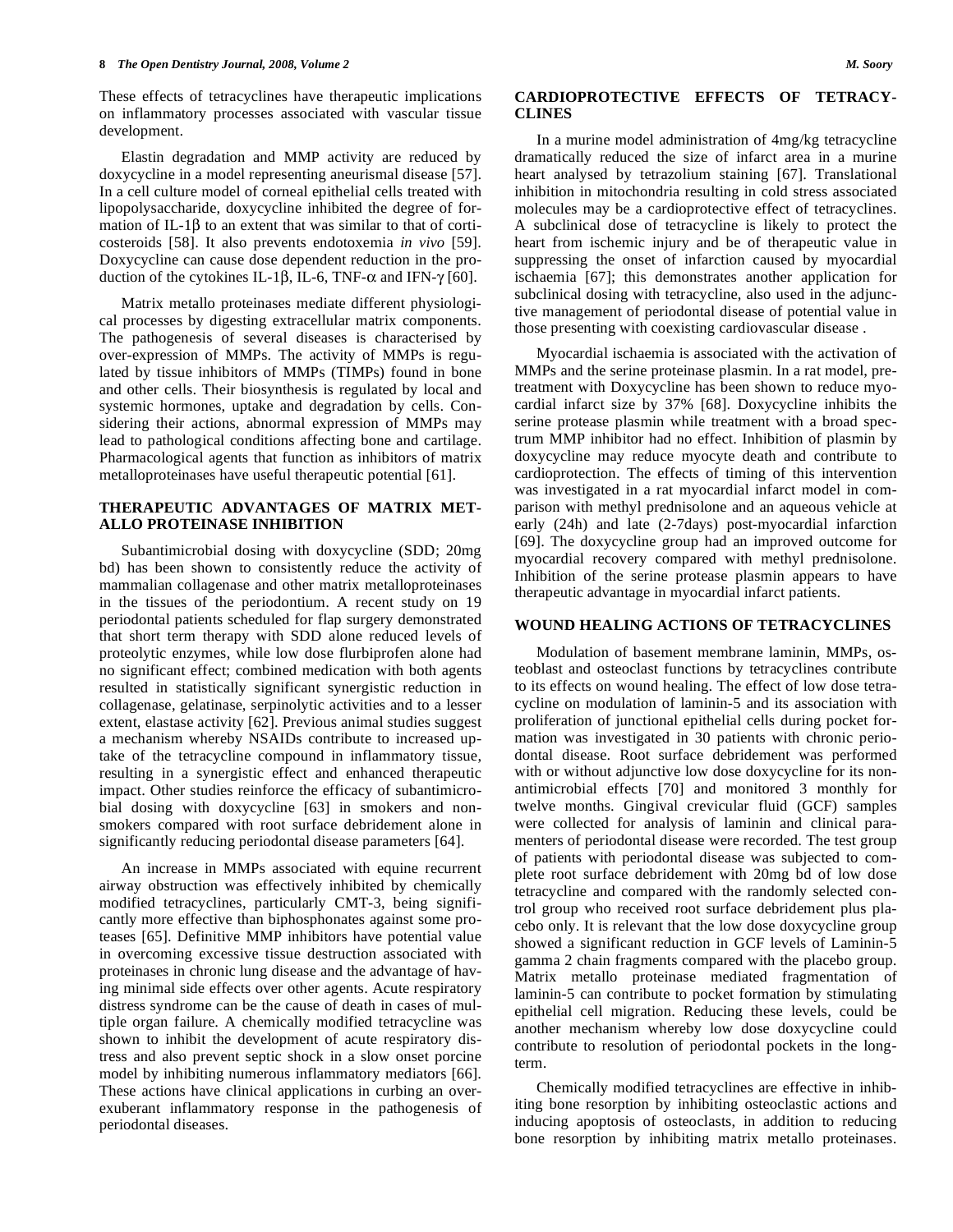These effects of tetracyclines have therapeutic implications on inflammatory processes associated with vascular tissue development.

Elastin degradation and MMP activity are reduced by doxycycline in a model representing aneurismal disease [57]. In a cell culture model of corneal epithelial cells treated with lipopolysaccharide, doxycycline inhibited the degree of formation of IL-1β to an extent that was similar to that of corticosteroids [58]. It also prevents endotoxemia *in vivo* [59]. Doxycycline can cause dose dependent reduction in the production of the cytokines IL-1β, IL-6, TNF-α and IFN-γ [60].

Matrix metallo proteinases mediate different physiological processes by digesting extracellular matrix components. The pathogenesis of several diseases is characterised by over-expression of MMPs. The activity of MMPs is regulated by tissue inhibitors of MMPs (TIMPs) found in bone and other cells. Their biosynthesis is regulated by local and systemic hormones, uptake and degradation by cells. Considering their actions, abnormal expression of MMPs may lead to pathological conditions affecting bone and cartilage. Pharmacological agents that function as inhibitors of matrix metalloproteinases have useful therapeutic potential [61].

## THERAPEUTIC ADVANTAGES OF MATRIX METALLO PROTEINASE INHIBITION

Subantimicrobial dosing with doxycycline (SDD; 20mg bd) has been shown to consistently reduce the activity of mammalian collagenase and other matrix metalloproteinases in the tissues of the periodontium. A recent study on 19 periodontal patients scheduled for flap surgery demonstrated that short term therapy with SDD alone reduced levels of proteolytic enzymes, while low dose flurbiprofen alone had no significant effect; combined medication with both agents resulted in statistically significant synergistic reduction in collagenase, gelatinase, serpinolytic activities and to a lesser extent, elastase activity [62]. Previous animal studies suggest a mechanism whereby NSAIDs contribute to increased uptake of the tetracycline compound in inflammatory tissue, resulting in a synergistic effect and enhanced therapeutic impact. Other studies reinforce the efficacy of subantimicrobial dosing with doxycycline [63] in smokers and nonsmokers compared with root surface debridement alone in significantly reducing periodontal disease parameters [64].

An increase in MMPs associated with equine recurrent airway obstruction was effectively inhibited by chemically modified tetracyclines, particularly CMT-3, being significantly more effective than biphosphonates against some proteases [65]. Definitive MMP inhibitors have potential value in overcoming excessive tissue destruction associated with proteinases in chronic lung disease and the advantage of having minimal side effects over other agents. Acute respiratory distress syndrome can be the cause of death in cases of multiple organ failure. A chemically modified tetracycline was shown to inhibit the development of acute respiratory distress and also prevent septic shock in a slow onset porcine model by inhibiting numerous inflammatory mediators [66]. These actions have clinical applications in curbing an over-exuberant inflammatory response in the pathogenesis of periodontal diseases.

## CARDIOPROTECTIVE EFFECTS OF TETRACYCLINES

In a murine model administration of 4mg/kg tetracycline dramatically reduced the size of infarct area in a murine heart analysed by tetrazolium staining [67]. Translational inhibition in mitochondria resulting in cold stress associated molecules may be a cardioprotective effect of tetracyclines. A subclinical dose of tetracycline is likely to protect the heart from ischemic injury and be of therapeutic value in suppressing the onset of infarction caused by myocardial ischaemia [67]; this demonstrates another application for subclinical dosing with tetracycline, also used in the adjunctive management of periodontal disease of potential value in those presenting with coexisting cardiovascular disease .

Myocardial ischaemia is associated with the activation of MMPs and the serine proteinase plasmin. In a rat model, pretreatment with Doxycycline has been shown to reduce myocardial infarct size by 37% [68]. Doxycycline inhibits the serine protease plasmin while treatment with a broad spectrum MMP inhibitor had no effect. Inhibition of plasmin by doxycycline may reduce myocyte death and contribute to cardioprotection. The effects of timing of this intervention was investigated in a rat myocardial infarct model in comparison with methyl prednisolone and an aqueous vehicle at early (24h) and late (2-7days) post-myocardial infarction [69]. The doxycycline group had an improved outcome for myocardial recovery compared with methyl prednisolone. Inhibition of the serine protease plasmin appears to have therapeutic advantage in myocardial infarct patients.

## WOUND HEALING ACTIONS OF TETRACYCLINES

Modulation of basement membrane laminin, MMPs, osteoblast and osteoclast functions by tetracyclines contribute to its effects on wound healing. The effect of low dose tetracycline on modulation of laminin-5 and its association with proliferation of junctional epithelial cells during pocket formation was investigated in 30 patients with chronic periodontal disease. Root surface debridement was performed with or without adjunctive low dose doxycycline for its non-antimicrobial effects [70] and monitored 3 monthly for twelve months. Gingival crevicular fluid (GCF) samples were collected for analysis of laminin and clinical paramenters of periodontal disease were recorded. The test group of patients with periodontal disease was subjected to complete root surface debridement with 20mg bd of low dose tetracycline and compared with the randomly selected control group who received root surface debridement plus placebo only. It is relevant that the low dose doxycycline group showed a significant reduction in GCF levels of Laminin-5 gamma 2 chain fragments compared with the placebo group. Matrix metallo proteinase mediated fragmentation of laminin-5 can contribute to pocket formation by stimulating epithelial cell migration. Reducing these levels, could be another mechanism whereby low dose doxycycline could contribute to resolution of periodontal pockets in the long-term.

Chemically modified tetracyclines are effective in inhibiting bone resorption by inhibiting osteoclastic actions and inducing apoptosis of osteoclasts, in addition to reducing bone resorption by inhibiting matrix metallo proteinases.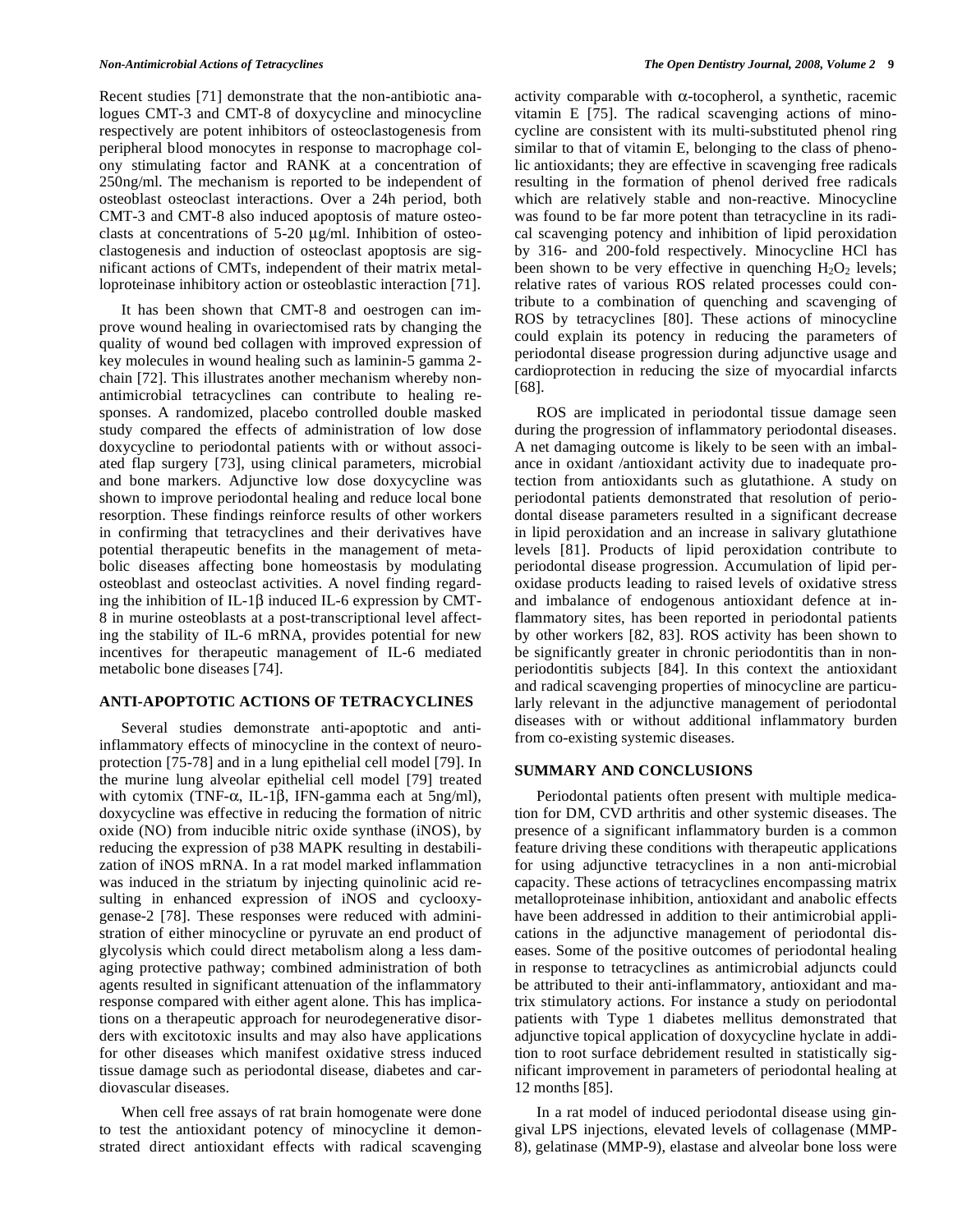Recent studies [71] demonstrate that the non-antibiotic analogues CMT-3 and CMT-8 of doxycycline and minocycline respectively are potent inhibitors of osteoclastogenesis from peripheral blood monocytes in response to macrophage colony stimulating factor and RANK at a concentration of 250ng/ml. The mechanism is reported to be independent of osteoblast osteoclast interactions. Over a 24h period, both CMT-3 and CMT-8 also induced apoptosis of mature osteoclasts at concentrations of 5-20 μg/ml. Inhibition of osteoclastogenesis and induction of osteoclast apoptosis are significant actions of CMTs, independent of their matrix metalloproteinase inhibitory action or osteoblastic interaction [71].

It has been shown that CMT-8 and oestrogen can improve wound healing in ovariectomised rats by changing the quality of wound bed collagen with improved expression of key molecules in wound healing such as laminin-5 gamma 2-chain [72]. This illustrates another mechanism whereby non-antimicrobial tetracyclines can contribute to healing responses. A randomized, placebo controlled double masked study compared the effects of administration of low dose doxycycline to periodontal patients with or without associated flap surgery [73], using clinical parameters, microbial and bone markers. Adjunctive low dose doxycycline was shown to improve periodontal healing and reduce local bone resorption. These findings reinforce results of other workers in confirming that tetracyclines and their derivatives have potential therapeutic benefits in the management of metabolic diseases affecting bone homeostasis by modulating osteoblast and osteoclast activities. A novel finding regarding the inhibition of IL-1β induced IL-6 expression by CMT-8 in murine osteoblasts at a post-transcriptional level affecting the stability of IL-6 mRNA, provides potential for new incentives for therapeutic management of IL-6 mediated metabolic bone diseases [74].

## ANTI-APOPTOTIC ACTIONS OF TETRACYCLINES

Several studies demonstrate anti-apoptotic and anti-inflammatory effects of minocycline in the context of neuroprotection [75-78] and in a lung epithelial cell model [79]. In the murine lung alveolar epithelial cell model [79] treated with cytomix (TNF-α, IL-1β, IFN-gamma each at 5ng/ml), doxycycline was effective in reducing the formation of nitric oxide (NO) from inducible nitric oxide synthase (iNOS), by reducing the expression of p38 MAPK resulting in destabilization of iNOS mRNA. In a rat model marked inflammation was induced in the striatum by injecting quinolinic acid resulting in enhanced expression of iNOS and cyclooxygenase-2 [78]. These responses were reduced with administration of either minocycline or pyruvate an end product of glycolysis which could direct metabolism along a less damaging protective pathway; combined administration of both agents resulted in significant attenuation of the inflammatory response compared with either agent alone. This has implications on a therapeutic approach for neurodegenerative disorders with excitotoxic insults and may also have applications for other diseases which manifest oxidative stress induced tissue damage such as periodontal disease, diabetes and cardiovascular diseases.

When cell free assays of rat brain homogenate were done to test the antioxidant potency of minocycline it demonstrated direct antioxidant effects with radical scavenging activity comparable with α-tocopherol, a synthetic, racemic vitamin E [75]. The radical scavenging actions of minocycline are consistent with its multi-substituted phenol ring similar to that of vitamin E, belonging to the class of phenolic antioxidants; they are effective in scavenging free radicals resulting in the formation of phenol derived free radicals which are relatively stable and non-reactive. Minocycline was found to be far more potent than tetracycline in its radical scavenging potency and inhibition of lipid peroxidation by 316- and 200-fold respectively. Minocycline HCl has been shown to be very effective in quenching $H_2O_2$ levels; relative rates of various ROS related processes could contribute to a combination of quenching and scavenging of ROS by tetracyclines [80]. These actions of minocycline could explain its potency in reducing the parameters of periodontal disease progression during adjunctive usage and cardioprotection in reducing the size of myocardial infarcts [68].

ROS are implicated in periodontal tissue damage seen during the progression of inflammatory periodontal diseases. A net damaging outcome is likely to be seen with an imbalance in oxidant /antioxidant activity due to inadequate protection from antioxidants such as glutathione. A study on periodontal patients demonstrated that resolution of periodontal disease parameters resulted in a significant decrease in lipid peroxidation and an increase in salivary glutathione levels [81]. Products of lipid peroxidation contribute to periodontal disease progression. Accumulation of lipid peroxidase products leading to raised levels of oxidative stress and imbalance of endogenous antioxidant defence at inflammatory sites, has been reported in periodontal patients by other workers [82, 83]. ROS activity has been shown to be significantly greater in chronic periodontitis than in non-periodontitis subjects [84]. In this context the antioxidant and radical scavenging properties of minocycline are particularly relevant in the adjunctive management of periodontal diseases with or without additional inflammatory burden from co-existing systemic diseases.

## SUMMARY AND CONCLUSIONS

Periodontal patients often present with multiple medication for DM, CVD arthritis and other systemic diseases. The presence of a significant inflammatory burden is a common feature driving these conditions with therapeutic applications for using adjunctive tetracyclines in a non anti-microbial capacity. These actions of tetracyclines encompassing matrix metalloproteinase inhibition, antioxidant and anabolic effects have been addressed in addition to their antimicrobial applications in the adjunctive management of periodontal diseases. Some of the positive outcomes of periodontal healing in response to tetracyclines as antimicrobial adjuncts could be attributed to their anti-inflammatory, antioxidant and matrix stimulatory actions. For instance a study on periodontal patients with Type 1 diabetes mellitus demonstrated that adjunctive topical application of doxycycline hyclate in addition to root surface debridement resulted in statistically significant improvement in parameters of periodontal healing at 12 months [85].

In a rat model of induced periodontal disease using gingival LPS injections, elevated levels of collagenase (MMP-8), gelatinase (MMP-9), elastase and alveolar bone loss were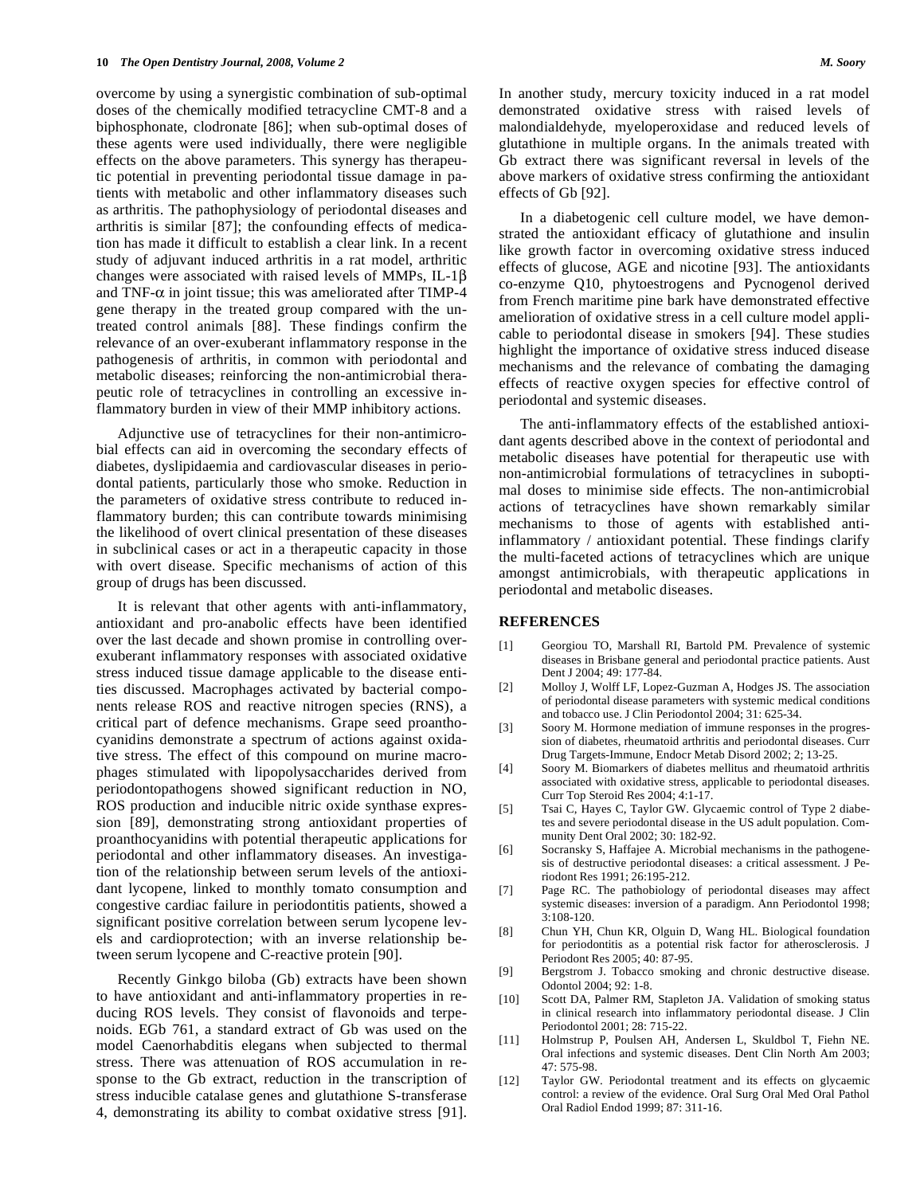overcome by using a synergistic combination of sub-optimal doses of the chemically modified tetracycline CMT-8 and a biphosphonate, clodronate [86]; when sub-optimal doses of these agents were used individually, there were negligible effects on the above parameters. This synergy has therapeutic potential in preventing periodontal tissue damage in patients with metabolic and other inflammatory diseases such as arthritis. The pathophysiology of periodontal diseases and arthritis is similar [87]; the confounding effects of medication has made it difficult to establish a clear link. In a recent study of adjuvant induced arthritis in a rat model, arthritic changes were associated with raised levels of MMPs, IL-1$\beta$ and TNF-$\alpha$ in joint tissue; this was ameliorated after TIMP-4 gene therapy in the treated group compared with the untreated control animals [88]. These findings confirm the relevance of an over-exuberant inflammatory response in the pathogenesis of arthritis, in common with periodontal and metabolic diseases; reinforcing the non-antimicrobial therapeutic role of tetracyclines in controlling an excessive inflammatory burden in view of their MMP inhibitory actions.

Adjunctive use of tetracyclines for their non-antimicrobial effects can aid in overcoming the secondary effects of diabetes, dyslipidaemia and cardiovascular diseases in periodontal patients, particularly those who smoke. Reduction in the parameters of oxidative stress contribute to reduced inflammatory burden; this can contribute towards minimising the likelihood of overt clinical presentation of these diseases in subclinical cases or act in a therapeutic capacity in those with overt disease. Specific mechanisms of action of this group of drugs has been discussed.

It is relevant that other agents with anti-inflammatory, antioxidant and pro-anabolic effects have been identified over the last decade and shown promise in controlling over-exuberant inflammatory responses with associated oxidative stress induced tissue damage applicable to the disease entities discussed. Macrophages activated by bacterial components release ROS and reactive nitrogen species (RNS), a critical part of defence mechanisms. Grape seed proanthocyanidins demonstrate a spectrum of actions against oxidative stress. The effect of this compound on murine macrophages stimulated with lipopolysaccharides derived from periodontopathogens showed significant reduction in NO, ROS production and inducible nitric oxide synthase expression [89], demonstrating strong antioxidant properties of proanthocyanidins with potential therapeutic applications for periodontal and other inflammatory diseases. An investigation of the relationship between serum levels of the antioxidant lycopene, linked to monthly tomato consumption and congestive cardiac failure in periodontitis patients, showed a significant positive correlation between serum lycopene levels and cardioprotection; with an inverse relationship between serum lycopene and C-reactive protein [90].

Recently Ginkgo biloba (Gb) extracts have been shown to have antioxidant and anti-inflammatory properties in reducing ROS levels. They consist of flavonoids and terpenoids. EGb 761, a standard extract of Gb was used on the model Caenorhabditis elegans when subjected to thermal stress. There was attenuation of ROS accumulation in response to the Gb extract, reduction in the transcription of stress inducible catalase genes and glutathione S-transferase 4, demonstrating its ability to combat oxidative stress [91]. In another study, mercury toxicity induced in a rat model demonstrated oxidative stress with raised levels of malondialdehyde, myeloperoxidase and reduced levels of glutathione in multiple organs. In the animals treated with Gb extract there was significant reversal in levels of the above markers of oxidative stress confirming the antioxidant effects of Gb [92].

In a diabetogenic cell culture model, we have demonstrated the antioxidant efficacy of glutathione and insulin like growth factor in overcoming oxidative stress induced effects of glucose, AGE and nicotine [93]. The antioxidants co-enzyme Q10, phytoestrogens and Pycnogenol derived from French maritime pine bark have demonstrated effective amelioration of oxidative stress in a cell culture model applicable to periodontal disease in smokers [94]. These studies highlight the importance of oxidative stress induced disease mechanisms and the relevance of combating the damaging effects of reactive oxygen species for effective control of periodontal and systemic diseases.

The anti-inflammatory effects of the established antioxidant agents described above in the context of periodontal and metabolic diseases have potential for therapeutic use with non-antimicrobial formulations of tetracyclines in suboptimal doses to minimise side effects. The non-antimicrobial actions of tetracyclines have shown remarkably similar mechanisms to those of agents with established anti-inflammatory / antioxidant potential. These findings clarify the multi-faceted actions of tetracyclines which are unique amongst antimicrobials, with therapeutic applications in periodontal and metabolic diseases.

## REFERENCES

[1] Georgiou TO, Marshall RI, Bartold PM. Prevalence of systemic diseases in Brisbane general and periodontal practice patients. Aust Dent J 2004; 49: 177-84.

[2] Molloy J, Wolff LF, Lopez-Guzman A, Hodges JS. The association of periodontal disease parameters with systemic medical conditions and tobacco use. J Clin Periodontol 2004; 31: 625-34.

[3] Soory M. Hormone mediation of immune responses in the progression of diabetes, rheumatoid arthritis and periodontal diseases. Curr Drug Targets-Immune, Endocr Metab Disord 2002; 2; 13-25.

[4] Soory M. Biomarkers of diabetes mellitus and rheumatoid arthritis associated with oxidative stress, applicable to periodontal diseases. Curr Top Steroid Res 2004; 4:1-17.

[5] Tsai C, Hayes C, Taylor GW. Glycaemic control of Type 2 diabetes and severe periodontal disease in the US adult population. Community Dent Oral 2002; 30: 182-92.

[6] Socransky S, Haffajee A. Microbial mechanisms in the pathogenesis of destructive periodontal diseases: a critical assessment. J Periodont Res 1991; 26:195-212.

[7] Page RC. The pathobiology of periodontal diseases may affect systemic diseases: inversion of a paradigm. Ann Periodontol 1998; 3:108-120.

[8] Chun YH, Chun KR, Olguin D, Wang HL. Biological foundation for periodontitis as a potential risk factor for atherosclerosis. J Periodont Res 2005; 40: 87-95.

[9] Bergstrom J. Tobacco smoking and chronic destructive disease. Odontol 2004; 92: 1-8.

[10] Scott DA, Palmer RM, Stapleton JA. Validation of smoking status in clinical research into inflammatory periodontal disease. J Clin Periodontol 2001; 28: 715-22.

[11] Holmstrup P, Poulsen AH, Andersen L, Skuldbol T, Fiehn NE. Oral infections and systemic diseases. Dent Clin North Am 2003; 47: 575-98.

[12] Taylor GW. Periodontal treatment and its effects on glycaemic control: a review of the evidence. Oral Surg Oral Med Oral Pathol Oral Radiol Endod 1999; 87: 311-16.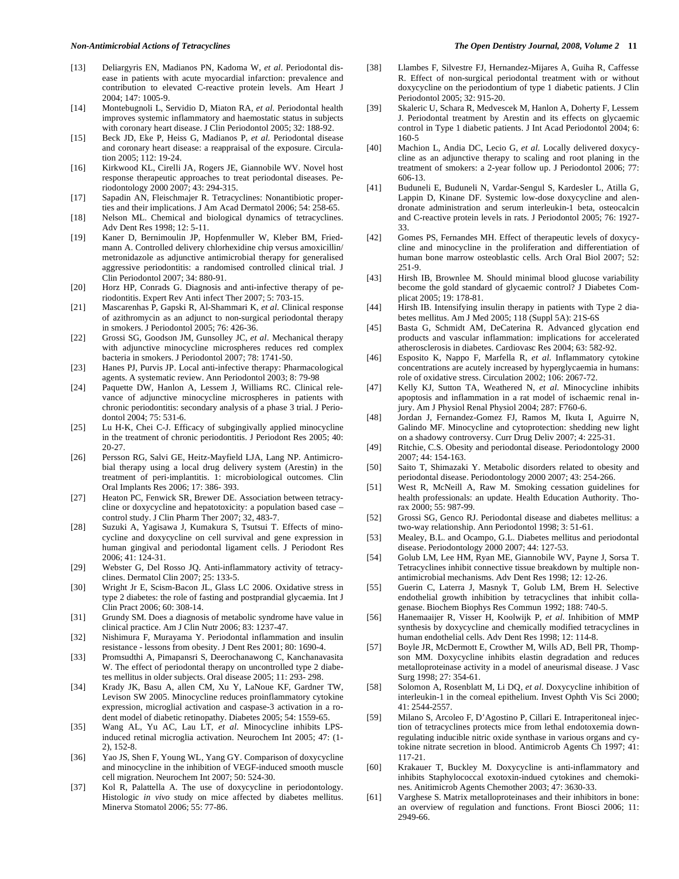[13] Deliargyris EN, Madianos PN, Kadoma W, *et al*. Periodontal disease in patients with acute myocardial infarction: prevalence and contribution to elevated C-reactive protein levels. Am Heart J 2004; 147: 1005-9.

[14] Montebugnoli L, Servidio D, Miaton RA, *et al*. Periodontal health improves systemic inflammatory and haemostatic status in subjects with coronary heart disease. J Clin Periodontol 2005; 32: 188-92.

[15] Beck JD, Eke P, Heiss G, Madianos P, *et al*. Periodontal disease and coronary heart disease: a reappraisal of the exposure. Circulation 2005; 112: 19-24.

[16] Kirkwood KL, Cirelli JA, Rogers JE, Giannobile WV. Novel host response therapeutic approaches to treat periodontal diseases. Periodontology 2000 2007; 43: 294-315.

[17] Sapadin AN, Fleischmajer R. Tetracyclines: Nonantibiotic properties and their implications. J Am Acad Dermatol 2006; 54: 258-65.

[18] Nelson ML. Chemical and biological dynamics of tetracyclines. Adv Dent Res 1998; 12: 5-11.

[19] Kaner D, Bernimoulin JP, Hopfenmuller W, Kleber BM, Friedmann A. Controlled delivery chlorhexidine chip versus amoxicillin/ metronidazole as adjunctive antimicrobial therapy for generalised aggressive periodontitis: a randomised controlled clinical trial. J Clin Periodontol 2007; 34: 880-91.

[20] Horz HP, Conrads G. Diagnosis and anti-infective therapy of periodontitis. Expert Rev Anti infect Ther 2007; 5: 703-15.

[21] Mascarenhas P, Gapski R, Al-Shammari K, *et al*. Clinical response of azithromycin as an adjunct to non-surgical periodontal therapy in smokers. J Periodontol 2005; 76: 426-36.

[22] Grossi SG, Goodson JM, Gunsolley JC, *et al*. Mechanical therapy with adjunctive minocycline microspheres reduces red complex bacteria in smokers. J Periodontol 2007; 78: 1741-50.

[23] Hanes PJ, Purvis JP. Local anti-infective therapy: Pharmacological agents. A systematic review. Ann Periodontol 2003; 8: 79-98

[24] Paquette DW, Hanlon A, Lessem J, Williams RC. Clinical relevance of adjunctive minocycline microspheres in patients with chronic periodontitis: secondary analysis of a phase 3 trial. J Periodontol 2004; 75: 531-6.

[25] Lu H-K, Chei C-J. Efficacy of subgingivally applied minocycline in the treatment of chronic periodontitis. J Periodont Res 2005; 40: 20-27.

[26] Persson RG, Salvi GE, Heitz-Mayfield LJA, Lang NP. Antimicrobial therapy using a local drug delivery system (Arestin) in the treatment of peri-implantitis. 1: microbiological outcomes. Clin Oral Implants Res 2006; 17: 386- 393.

[27] Heaton PC, Fenwick SR, Brewer DE. Association between tetracycline or doxycycline and hepatotoxicity: a population based case – control study. J Clin Pharm Ther 2007; 32, 483-7.

[28] Suzuki A, Yagisawa J, Kumakura S, Tsutsui T. Effects of minocycline and doxycycline on cell survival and gene expression in human gingival and periodontal ligament cells. J Periodont Res 2006; 41: 124-31.

[29] Webster G, Del Rosso JQ. Anti-inflammatory activity of tetracyclines. Dermatol Clin 2007; 25: 133-5.

[30] Wright Jr E, Scism-Bacon JL, Glass LC 2006. Oxidative stress in type 2 diabetes: the role of fasting and postprandial glycaemia. Int J Clin Pract 2006; 60: 308-14.

[31] Grundy SM. Does a diagnosis of metabolic syndrome have value in clinical practice. Am J Clin Nutr 2006; 83: 1237-47.

[32] Nishimura F, Murayama Y. Periodontal inflammation and insulin resistance - lessons from obesity. J Dent Res 2001; 80: 1690-4.

[33] Promsudthi A, Pimapansri S, Deerochanawong C, Kanchanavasita W. The effect of periodontal therapy on uncontrolled type 2 diabetes mellitus in older subjects. Oral disease 2005; 11: 293- 298.

[34] Krady JK, Basu A, allen CM, Xu Y, LaNoue KF, Gardner TW, Levison SW 2005. Minocycline reduces proinflammatory cytokine expression, microglial activation and caspase-3 activation in a rodent model of diabetic retinopathy. Diabetes 2005; 54: 1559-65.

[35] Wang AL, Yu AC, Lau LT, *et al*. Minocycline inhibits LPS-induced retinal microglia activation. Neurochem Int 2005; 47: (1-2), 152-8.

[36] Yao JS, Shen F, Young WL, Yang GY. Comparison of doxycycline and minocycline in the inhibition of VEGF-induced smooth muscle cell migration. Neurochem Int 2007; 50: 524-30.

[37] Kol R, Palattella A. The use of doxycycline in periodontology. Histologic *in vivo* study on mice affected by diabetes mellitus. Minerva Stomatol 2006; 55: 77-86.

[38] Llambes F, Silvestre FJ, Hernandez-Mijares A, Guiha R, Caffesse R. Effect of non-surgical periodontal treatment with or without doxycycline on the periodontium of type 1 diabetic patients. J Clin Periodontol 2005; 32: 915-20.

[39] Skaleric U, Schara R, Medvescek M, Hanlon A, Doherty F, Lessem J. Periodontal treatment by Arestin and its effects on glycaemic control in Type 1 diabetic patients. J Int Acad Periodontol 2004; 6: 160-5

[40] Machion L, Andia DC, Lecio G, *et al*. Locally delivered doxycycline as an adjunctive therapy to scaling and root planing in the treatment of smokers: a 2-year follow up. J Periodontol 2006; 77: 606-13.

[41] Buduneli E, Buduneli N, Vardar-Sengul S, Kardesler L, Atilla G, Lappin D, Kinane DF. Systemic low-dose doxycycline and alendronate administration and serum interleukin-1 beta, osteocalcin and C-reactive protein levels in rats. J Periodontol 2005; 76: 1927-33.

[42] Gomes PS, Fernandes MH. Effect of therapeutic levels of doxycycline and minocycline in the proliferation and differentiation of human bone marrow osteoblastic cells. Arch Oral Biol 2007; 52: 251-9.

[43] Hirsh IB, Brownlee M. Should minimal blood glucose variability become the gold standard of glycaemic control? J Diabetes Complicat 2005; 19: 178-81.

[44] Hirsh IB. Intensifying insulin therapy in patients with Type 2 diabetes mellitus. Am J Med 2005; 118 (Suppl 5A): 21S-6S

[45] Basta G, Schmidt AM, DeCaterina R. Advanced glycation end products and vascular inflammation: implications for accelerated atherosclerosis in diabetes. Cardiovasc Res 2004; 63: 582-92.

[46] Esposito K, Nappo F, Marfella R, *et al*. Inflammatory cytokine concentrations are acutely increased by hyperglycaemia in humans: role of oxidative stress. Circulation 2002; 106: 2067-72.

[47] Kelly KJ, Sutton TA, Weathered N, *et al*. Minocycline inhibits apoptosis and inflammation in a rat model of ischaemic renal injury. Am J Physiol Renal Physiol 2004; 287: F760-6.

[48] Jordan J, Fernandez-Gomez FJ, Ramos M, Ikuta I, Aguirre N, Galindo MF. Minocycline and cytoprotection: shedding new light on a shadowy controversy. Curr Drug Deliv 2007; 4: 225-31.

[49] Ritchie, C.S. Obesity and periodontal disease. Periodontology 2000 2007; 44: 154-163.

[50] Saito T, Shimazaki Y. Metabolic disorders related to obesity and periodontal disease. Periodontology 2000 2007; 43: 254-266.

[51] West R, McNeill A, Raw M. Smoking cessation guidelines for health professionals: an update. Health Education Authority. Thorax 2000; 55: 987-99.

[52] Grossi SG, Genco RJ. Periodontal disease and diabetes mellitus: a two-way relationship. Ann Periodontol 1998; 3: 51-61.

[53] Mealey, B.L. and Ocampo, G.L. Diabetes mellitus and periodontal disease. Periodontology 2000 2007; 44: 127-53.

[54] Golub LM, Lee HM, Ryan ME, Giannobile WV, Payne J, Sorsa T. Tetracyclines inhibit connective tissue breakdown by multiple non-antimicrobial mechanisms. Adv Dent Res 1998; 12: 12-26.

[55] Guerin C, Laterra J, Masnyk T, Golub LM, Brem H. Selective endothelial growth inhibition by tetracyclines that inhibit collagenase. Biochem Biophys Res Commun 1992; 188: 740-5.

[56] Hanemaaijer R, Visser H, Koolwijk P, *et al*. Inhibition of MMP synthesis by doxycycline and chemically modified tetracyclines in human endothelial cells. Adv Dent Res 1998; 12: 114-8.

[57] Boyle JR, McDermott E, Crowther M, Wills AD, Bell PR, Thompson MM. Doxycycline inhibits elastin degradation and reduces metalloproteinase activity in a model of aneurismal disease. J Vasc Surg 1998; 27: 354-61.

[58] Solomon A, Rosenblatt M, Li DQ, *et al*. Doxycycline inhibition of interleukin-1 in the corneal epithelium. Invest Ophth Vis Sci 2000; 41: 2544-2557.

[59] Milano S, Arcoleo F, D'Agostino P, Cillari E. Intraperitoneal injection of tetracyclines protects mice from lethal endotoxemia down-regulating inducible nitric oxide synthase in various organs and cytokine nitrate secretion in blood. Antimicrob Agents Ch 1997; 41: 117-21.

[60] Krakauer T, Buckley M. Doxycycline is anti-inflammatory and inhibits Staphylococcal exotoxin-indued cytokines and chemokines. Anitimicrob Agents Chemother 2003; 47: 3630-33.

[61] Varghese S. Matrix metalloproteinases and their inhibitors in bone: an overview of regulation and functions. Front Biosci 2006; 11: 2949-66.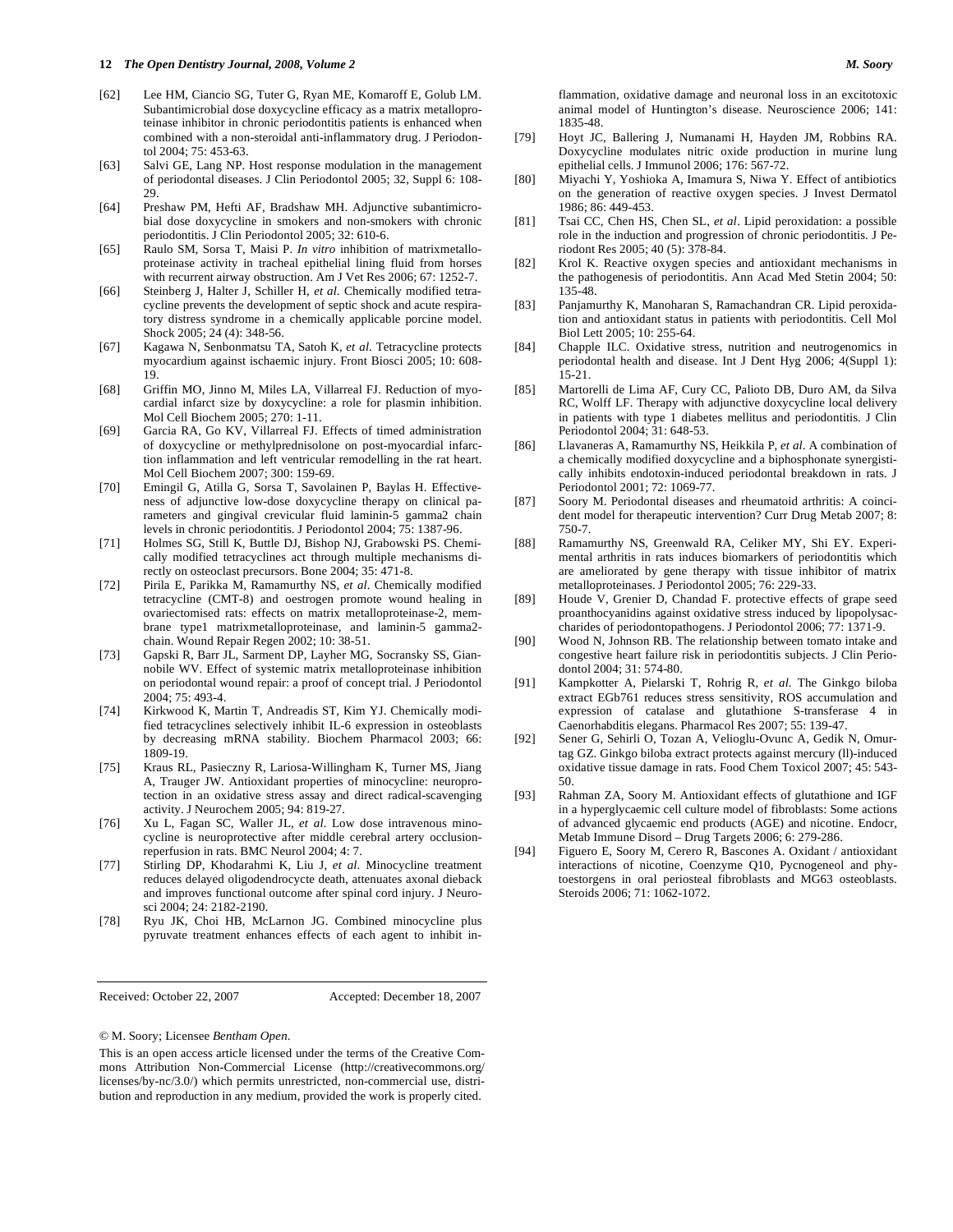[62] Lee HM, Ciancio SG, Tuter G, Ryan ME, Komaroff E, Golub LM. Subantimicrobial dose doxycycline efficacy as a matrix metalloproteinase inhibitor in chronic periodontitis patients is enhanced when combined with a non-steroidal anti-inflammatory drug. J Periodontol 2004; 75: 453-63.

[63] Salvi GE, Lang NP. Host response modulation in the management of periodontal diseases. J Clin Periodontol 2005; 32, Suppl 6: 108-29.

[64] Preshaw PM, Hefti AF, Bradshaw MH. Adjunctive subantimicrobial dose doxycycline in smokers and non-smokers with chronic periodontitis. J Clin Periodontol 2005; 32: 610-6.

[65] Raulo SM, Sorsa T, Maisi P. *In vitro* inhibition of matrixmetalloproteinase activity in tracheal epithelial lining fluid from horses with recurrent airway obstruction. Am J Vet Res 2006; 67: 1252-7.

[66] Steinberg J, Halter J, Schiller H, *et al.* Chemically modified tetracycline prevents the development of septic shock and acute respiratory distress syndrome in a chemically applicable porcine model. Shock 2005; 24 (4): 348-56.

[67] Kagawa N, Senbonmatsu TA, Satoh K, *et al*. Tetracycline protects myocardium against ischaemic injury. Front Biosci 2005; 10: 608-19.

[68] Griffin MO, Jinno M, Miles LA, Villarreal FJ. Reduction of myocardial infarct size by doxycycline: a role for plasmin inhibition. Mol Cell Biochem 2005; 270: 1-11.

[69] Garcia RA, Go KV, Villarreal FJ. Effects of timed administration of doxycycline or methylprednisolone on post-myocardial infarction inflammation and left ventricular remodelling in the rat heart. Mol Cell Biochem 2007; 300: 159-69.

[70] Emingil G, Atilla G, Sorsa T, Savolainen P, Baylas H. Effectiveness of adjunctive low-dose doxycycline therapy on clinical parameters and gingival crevicular fluid laminin-5 gamma2 chain levels in chronic periodontitis. J Periodontol 2004; 75: 1387-96.

[71] Holmes SG, Still K, Buttle DJ, Bishop NJ, Grabowski PS. Chemically modified tetracyclines act through multiple mechanisms directly on osteoclast precursors. Bone 2004; 35: 471-8.

[72] Pirila E, Parikka M, Ramamurthy NS, *et al*. Chemically modified tetracycline (CMT-8) and oestrogen promote wound healing in ovariectomised rats: effects on matrix metalloproteinase-2, membrane type1 matrixmetalloproteinase, and laminin-5 gamma2-chain. Wound Repair Regen 2002; 10: 38-51.

[73] Gapski R, Barr JL, Sarment DP, Layher MG, Socransky SS, Giannobile WV. Effect of systemic matrix metalloproteinase inhibition on periodontal wound repair: a proof of concept trial. J Periodontol 2004; 75: 493-4.

[74] Kirkwood K, Martin T, Andreadis ST, Kim YJ. Chemically modified tetracyclines selectively inhibit IL-6 expression in osteoblasts by decreasing mRNA stability. Biochem Pharmacol 2003; 66: 1809-19.

[75] Kraus RL, Pasieczny R, Lariosa-Willingham K, Turner MS, Jiang A, Trauger JW. Antioxidant properties of minocycline: neuroprotection in an oxidative stress assay and direct radical-scavenging activity. J Neurochem 2005; 94: 819-27.

[76] Xu L, Fagan SC, Waller JL, *et al.* Low dose intravenous minocycline is neuroprotective after middle cerebral artery occlusion-reperfusion in rats. BMC Neurol 2004; 4: 7.

[77] Stirling DP, Khodarahmi K, Liu J, *et al*. Minocycline treatment reduces delayed oligodendrocycte death, attenuates axonal dieback and improves functional outcome after spinal cord injury. J Neurosci 2004; 24: 2182-2190.

[78] Ryu JK, Choi HB, McLarnon JG. Combined minocycline plus pyruvate treatment enhances effects of each agent to inhibit inflammation, oxidative damage and neuronal loss in an excitotoxic animal model of Huntington's disease. Neuroscience 2006; 141: 1835-48.

[79] Hoyt JC, Ballering J, Numanami H, Hayden JM, Robbins RA. Doxycycline modulates nitric oxide production in murine lung epithelial cells. J Immunol 2006; 176: 567-72.

[80] Miyachi Y, Yoshioka A, Imamura S, Niwa Y. Effect of antibiotics on the generation of reactive oxygen species. J Invest Dermatol 1986; 86: 449-453.

[81] Tsai CC, Chen HS, Chen SL, *et al*. Lipid peroxidation: a possible role in the induction and progression of chronic periodontitis. J Periodont Res 2005; 40 (5): 378-84.

[82] Krol K. Reactive oxygen species and antioxidant mechanisms in the pathogenesis of periodontitis. Ann Acad Med Stetin 2004; 50: 135-48.

[83] Panjamurthy K, Manoharan S, Ramachandran CR. Lipid peroxidation and antioxidant status in patients with periodontitis. Cell Mol Biol Lett 2005; 10: 255-64.

[84] Chapple ILC. Oxidative stress, nutrition and neutrogenomics in periodontal health and disease. Int J Dent Hyg 2006; 4(Suppl 1): 15-21.

[85] Martorelli de Lima AF, Cury CC, Palioto DB, Duro AM, da Silva RC, Wolff LF. Therapy with adjunctive doxycycline local delivery in patients with type 1 diabetes mellitus and periodontitis. J Clin Periodontol 2004; 31: 648-53.

[86] Llavaneras A, Ramamurthy NS, Heikkila P, *et al*. A combination of a chemically modified doxycycline and a biphosphonate synergistically inhibits endotoxin-induced periodontal breakdown in rats. J Periodontol 2001; 72: 1069-77.

[87] Soory M. Periodontal diseases and rheumatoid arthritis: A coincident model for therapeutic intervention? Curr Drug Metab 2007; 8: 750-7.

[88] Ramamurthy NS, Greenwald RA, Celiker MY, Shi EY. Experimental arthritis in rats induces biomarkers of periodontitis which are ameliorated by gene therapy with tissue inhibitor of matrix metalloproteinases. J Periodontol 2005; 76: 229-33.

[89] Houde V, Grenier D, Chandad F. protective effects of grape seed proanthocyanidins against oxidative stress induced by lipopolysaccharides of periodontopathogens. J Periodontol 2006; 77: 1371-9.

[90] Wood N, Johnson RB. The relationship between tomato intake and congestive heart failure risk in periodontitis subjects. J Clin Periodontol 2004; 31: 574-80.

[91] Kampkotter A, Pielarski T, Rohrig R, *et al*. The Ginkgo biloba extract EGb761 reduces stress sensitivity, ROS accumulation and expression of catalase and glutathione S-transferase 4 in Caenorhabditis elegans. Pharmacol Res 2007; 55: 139-47.

[92] Sener G, Sehirli O, Tozan A, Velioglu-Ovunc A, Gedik N, Omurtag GZ. Ginkgo biloba extract protects against mercury (ll)-induced oxidative tissue damage in rats. Food Chem Toxicol 2007; 45: 543-50.

[93] Rahman ZA, Soory M. Antioxidant effects of glutathione and IGF in a hyperglycaemic cell culture model of fibroblasts: Some actions of advanced glycaemic end products (AGE) and nicotine. Endocr, Metab Immune Disord – Drug Targets 2006; 6: 279-286.

[94] Figuero E, Soory M, Cerero R, Bascones A. Oxidant / antioxidant interactions of nicotine, Coenzyme Q10, Pycnogeneol and phytoestorgens in oral periosteal fibroblasts and MG63 osteoblasts. Steroids 2006; 71: 1062-1072.

Received: October 22, 2007 Accepted: December 18, 2007

© M. Soory; Licensee *Bentham Open*.

This is an open access article licensed under the terms of the Creative Commons Attribution Non-Commercial License (http://creativecommons.org/licenses/by-nc/3.0/) which permits unrestricted, non-commercial use, distribution and reproduction in any medium, provided the work is properly cited.